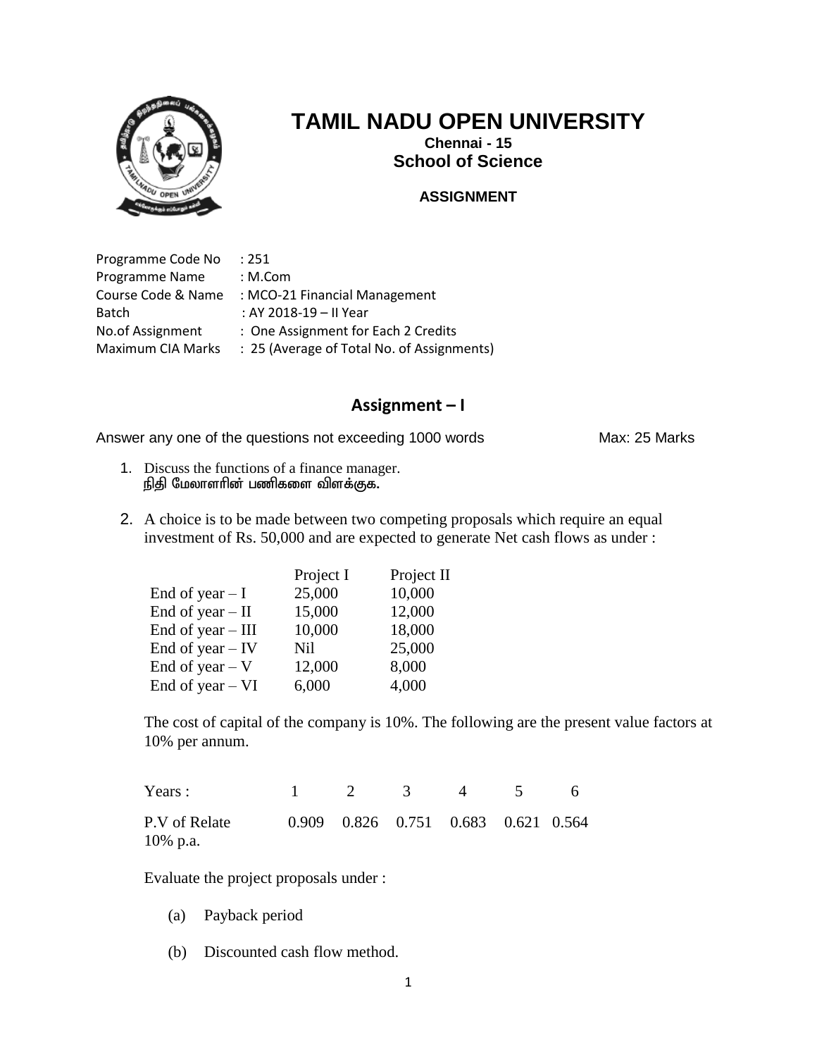# TAMIL NADU OPEN UNIVERSITY

**Chennai - 15**

## School of Science

**ASSIGNMENT**

| | |
|---|---|
| Programme Code No | : 251 |
| Programme Name | : M.Com |
| Course Code & Name | : MCO-21 Financial Management |
| Batch | : AY 2018-19 – II Year |
| No.of Assignment | : One Assignment for Each 2 Credits |
| Maximum CIA Marks | : 25 (Average of Total No. of Assignments) |

## Assignment – I

Answer any one of the questions not exceeding 1000 words Max: 25 Marks

1. Discuss the functions of a finance manager.
   **நிதி மேலாளரின் பணிகளை விளக்குக.**

2. A choice is to be made between two competing proposals which require an equal investment of Rs. 50,000 and are expected to generate Net cash flows as under :

| | Project I | Project II |
|---|---|---|
| End of year – I | 25,000 | 10,000 |
| End of year – II | 15,000 | 12,000 |
| End of year – III | 10,000 | 18,000 |
| End of year – IV | Nil | 25,000 |
| End of year – V | 12,000 | 8,000 |
| End of year – VI | 6,000 | 4,000 |

The cost of capital of the company is 10%. The following are the present value factors at 10% per annum.

| Years : | 1 | 2 | 3 | 4 | 5 | 6 |
|---|---|---|---|---|---|---|
| P.V of Relate 10% p.a. | 0.909 | 0.826 | 0.751 | 0.683 | 0.621 | 0.564 |

Evaluate the project proposals under :

(a) Payback period

(b) Discounted cash flow method.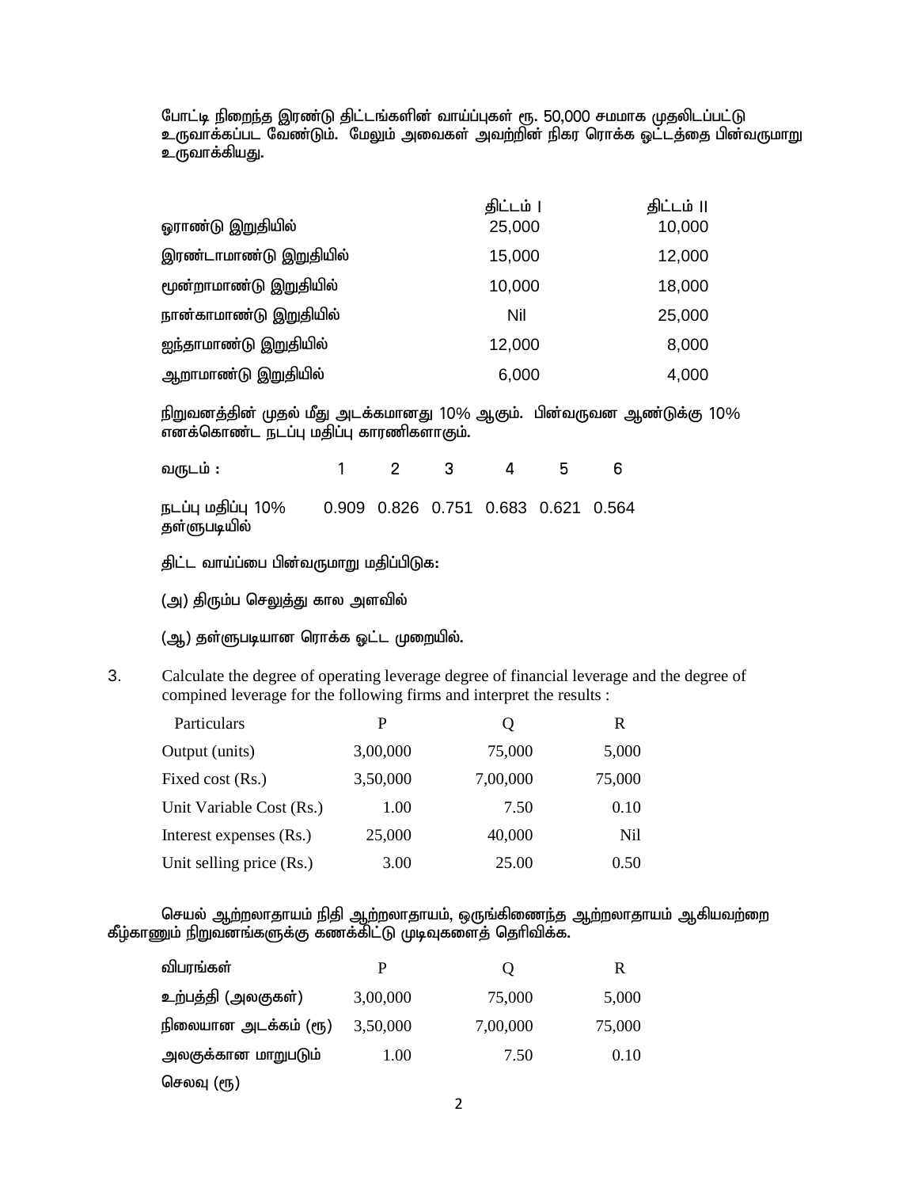போட்டி நிறைந்த இரண்டு திட்டங்களின் வாய்ப்புகள் ரூ. 50,000 சமமாக முதலிடப்பட்டு உருவாக்கப்பட வேண்டும். மேலும் அவைகள் அவற்றின் நிகர ரொக்க ஓட்டத்தை பின்வருமாறு உருவாக்கியது.

| | திட்டம் I | திட்டம் II |
|---|---|---|
| ஓராண்டு இறுதியில் | 25,000 | 10,000 |
| இரண்டாமாண்டு இறுதியில் | 15,000 | 12,000 |
| மூன்றாமாண்டு இறுதியில் | 10,000 | 18,000 |
| நான்காமாண்டு இறுதியில் | Nil | 25,000 |
| ஐந்தாமாண்டு இறுதியில் | 12,000 | 8,000 |
| ஆறாமாண்டு இறுதியில் | 6,000 | 4,000 |

நிறுவனத்தின் முதல் மீது அடக்கமானது 10% ஆகும். பின்வருவன ஆண்டுக்கு 10% எனக்கொண்ட நடப்பு மதிப்பு காரணிகளாகும்.

| வருடம் : | 1 | 2 | 3 | 4 | 5 | 6 |
|---|---|---|---|---|---|---|
| நடப்பு மதிப்பு 10% தள்ளுபடியில் | 0.909 | 0.826 | 0.751 | 0.683 | 0.621 | 0.564 |

திட்ட வாய்ப்பை பின்வருமாறு மதிப்பிடுக:

(அ) திரும்ப செலுத்து கால அளவில்

(ஆ) தள்ளுபடியான ரொக்க ஓட்ட முறையில்.

3. Calculate the degree of operating leverage degree of financial leverage and the degree of compined leverage for the following firms and interpret the results :

| Particulars | P | Q | R |
|---|---|---|---|
| Output (units) | 3,00,000 | 75,000 | 5,000 |
| Fixed cost (Rs.) | 3,50,000 | 7,00,000 | 75,000 |
| Unit Variable Cost (Rs.) | 1.00 | 7.50 | 0.10 |
| Interest expenses (Rs.) | 25,000 | 40,000 | Nil |
| Unit selling price (Rs.) | 3.00 | 25.00 | 0.50 |

செயல் ஆற்றலாதாயம் நிதி ஆற்றலாதாயம், ஒருங்கிணைந்த ஆற்றலாதாயம் ஆகியவற்றை கீழ்காணும் நிறுவனங்களுக்கு கணக்கிட்டு முடிவுகளைத் தெரிவிக்க.

| விபரங்கள் | P | Q | R |
|---|---|---|---|
| உற்பத்தி (அலகுகள்) | 3,00,000 | 75,000 | 5,000 |
| நிலையான அடக்கம் (ரூ) | 3,50,000 | 7,00,000 | 75,000 |
| அலகுக்கான மாறுபடும் செலவு (ரூ) | 1.00 | 7.50 | 0.10 |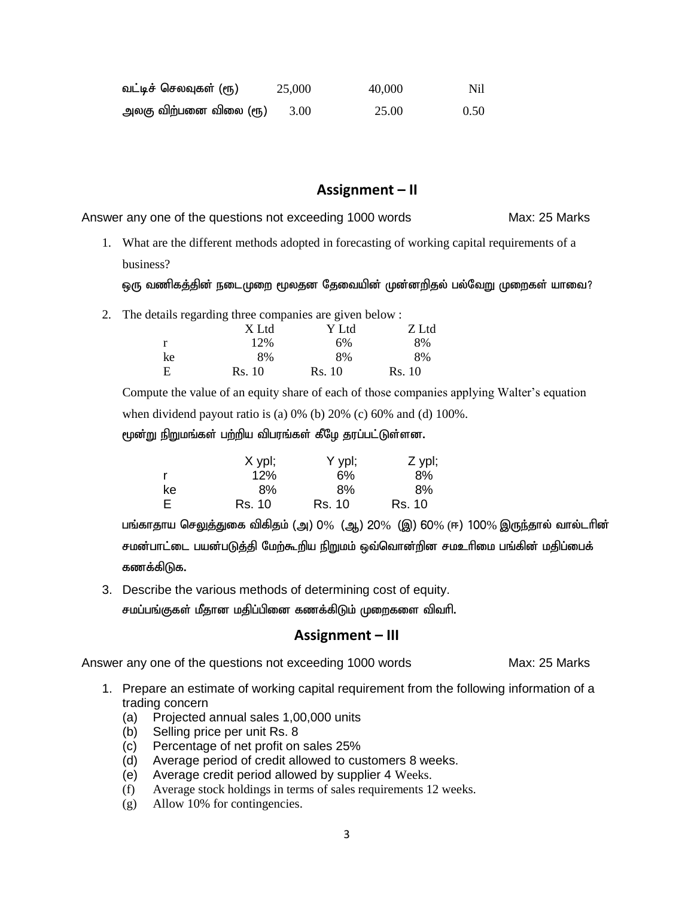| | | | |
|---|---|---|---|
| வட்டிச் செலவுகள் (ரூ) | 25,000 | 40,000 | Nil |
| அலகு விற்பனை விலை (ரூ) | 3.00 | 25.00 | 0.50 |

## Assignment – II

Answer any one of the questions not exceeding 1000 words Max: 25 Marks

1. What are the different methods adopted in forecasting of working capital requirements of a business?

   ஒரு வணிகத்தின் நடைமுறை மூலதன தேவையின் முன்னறிதல் பல்வேறு முறைகள் யாவை?

2. The details regarding three companies are given below :

   | | X Ltd | Y Ltd | Z Ltd |
   |---|---|---|---|
   | r | 12% | 6% | 8% |
   | ke | 8% | 8% | 8% |
   | E | Rs. 10 | Rs. 10 | Rs. 10 |

   Compute the value of an equity share of each of those companies applying Walter's equation when dividend payout ratio is (a) 0% (b) 20% (c) 60% and (d) 100%.

   மூன்று நிறுமங்கள் பற்றிய விபரங்கள் கீழே தரப்பட்டுள்ளன.

   | | X ypl; | Y ypl; | Z ypl; |
   |---|---|---|---|
   | r | 12% | 6% | 8% |
   | ke | 8% | 8% | 8% |
   | E | Rs. 10 | Rs. 10 | Rs. 10 |

   பங்காதாய செலுத்துகை விகிதம் (அ) 0% (ஆ) 20% (இ) 60% (ஈ) 100% இருந்தால் வால்டரின் சமன்பாட்டை பயன்படுத்தி மேற்கூறிய நிறுமம் ஒவ்வொன்றின சமஉரிமை பங்கின் மதிப்பைக் கணக்கிடுக.

3. Describe the various methods of determining cost of equity.

   சமப்பங்குகள் மீதான மதிப்பினை கணக்கிடும் முறைகளை விவரி.

## Assignment – III

Answer any one of the questions not exceeding 1000 words Max: 25 Marks

1. Prepare an estimate of working capital requirement from the following information of a trading concern
   (a) Projected annual sales 1,00,000 units
   (b) Selling price per unit Rs. 8
   (c) Percentage of net profit on sales 25%
   (d) Average period of credit allowed to customers 8 weeks.
   (e) Average credit period allowed by supplier 4 Weeks.
   (f) Average stock holdings in terms of sales requirements 12 weeks.
   (g) Allow 10% for contingencies.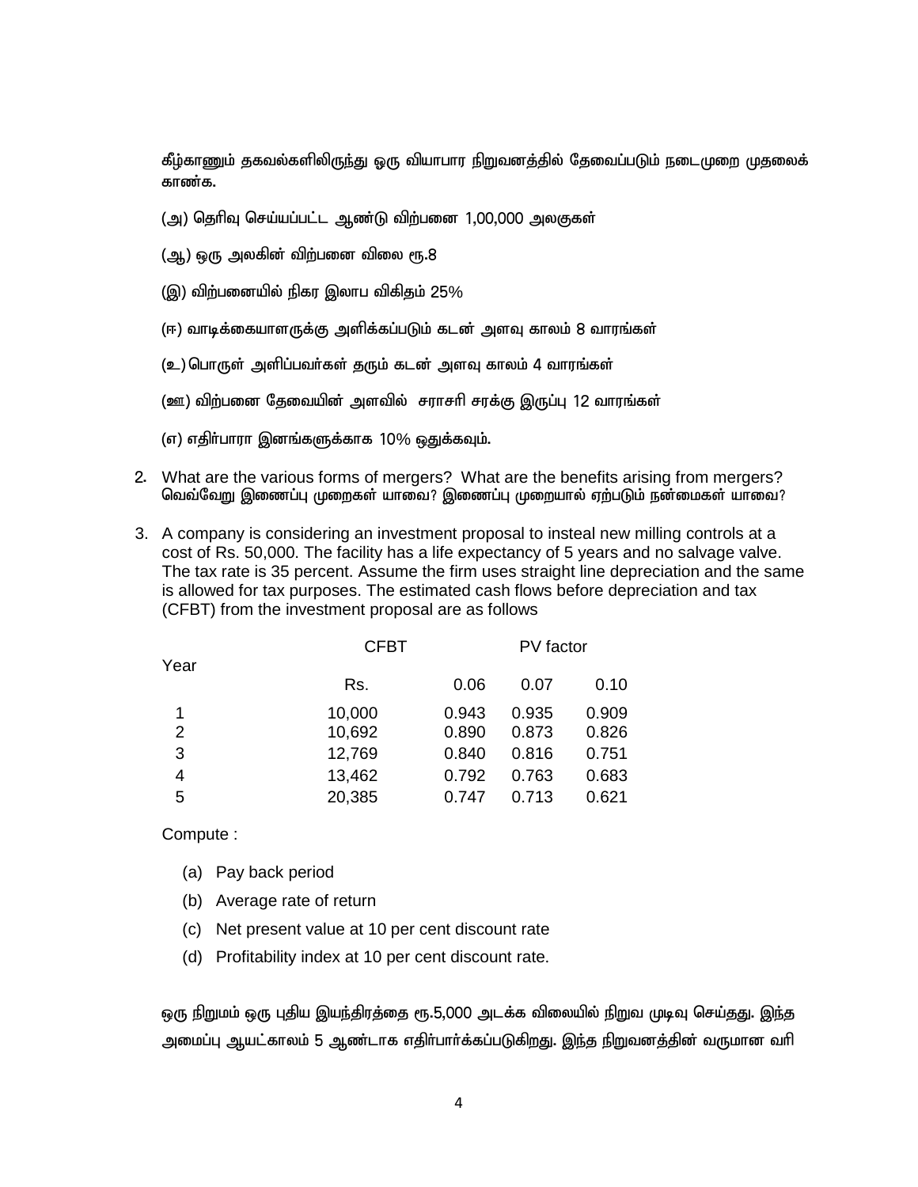கீழ்காணும் தகவல்களிலிருந்து ஒரு வியாபார நிறுவனத்தில் தேவைப்படும் நடைமுறை முதலைக் காண்க.

(அ) தெரிவு செய்யப்பட்ட ஆண்டு விற்பனை 1,00,000 அலகுகள்

(ஆ) ஒரு அலகின் விற்பனை விலை ரூ.8

(இ) விற்பனையில் நிகர இலாப விகிதம் 25%

(ஈ) வாடிக்கையாளருக்கு அளிக்கப்படும் கடன் அளவு காலம் 8 வாரங்கள்

(உ) பொருள் அளிப்பவர்கள் தரும் கடன் அளவு காலம் 4 வாரங்கள்

(ஊ) விற்பனை தேவையின் அளவில் சராசரி சரக்கு இருப்பு 12 வாரங்கள்

(எ) எதிர்பாரா இனங்களுக்காக 10% ஒதுக்கவும்.

2. What are the various forms of mergers? What are the benefits arising from mergers?
வெவ்வேறு இணைப்பு முறைகள் யாவை? இணைப்பு முறையால் ஏற்படும் நன்மைகள் யாவை?

3. A company is considering an investment proposal to insteal new milling controls at a cost of Rs. 50,000. The facility has a life expectancy of 5 years and no salvage valve. The tax rate is 35 percent. Assume the firm uses straight line depreciation and the same is allowed for tax purposes. The estimated cash flows before depreciation and tax (CFBT) from the investment proposal are as follows

| Year | CFBT | PV factor | | |
|---|---|---|---|---|
| | Rs. | 0.06 | 0.07 | 0.10 |
| 1 | 10,000 | 0.943 | 0.935 | 0.909 |
| 2 | 10,692 | 0.890 | 0.873 | 0.826 |
| 3 | 12,769 | 0.840 | 0.816 | 0.751 |
| 4 | 13,462 | 0.792 | 0.763 | 0.683 |
| 5 | 20,385 | 0.747 | 0.713 | 0.621 |

Compute :

(a) Pay back period

(b) Average rate of return

(c) Net present value at 10 per cent discount rate

(d) Profitability index at 10 per cent discount rate.

ஒரு நிறுமம் ஒரு புதிய இயந்திரத்தை ரூ.5,000 அடக்க விலையில் நிறுவ முடிவு செய்தது. இந்த அமைப்பு ஆயட்காலம் 5 ஆண்டாக எதிர்பார்க்கப்படுகிறது. இந்த நிறுவனத்தின் வருமான வரி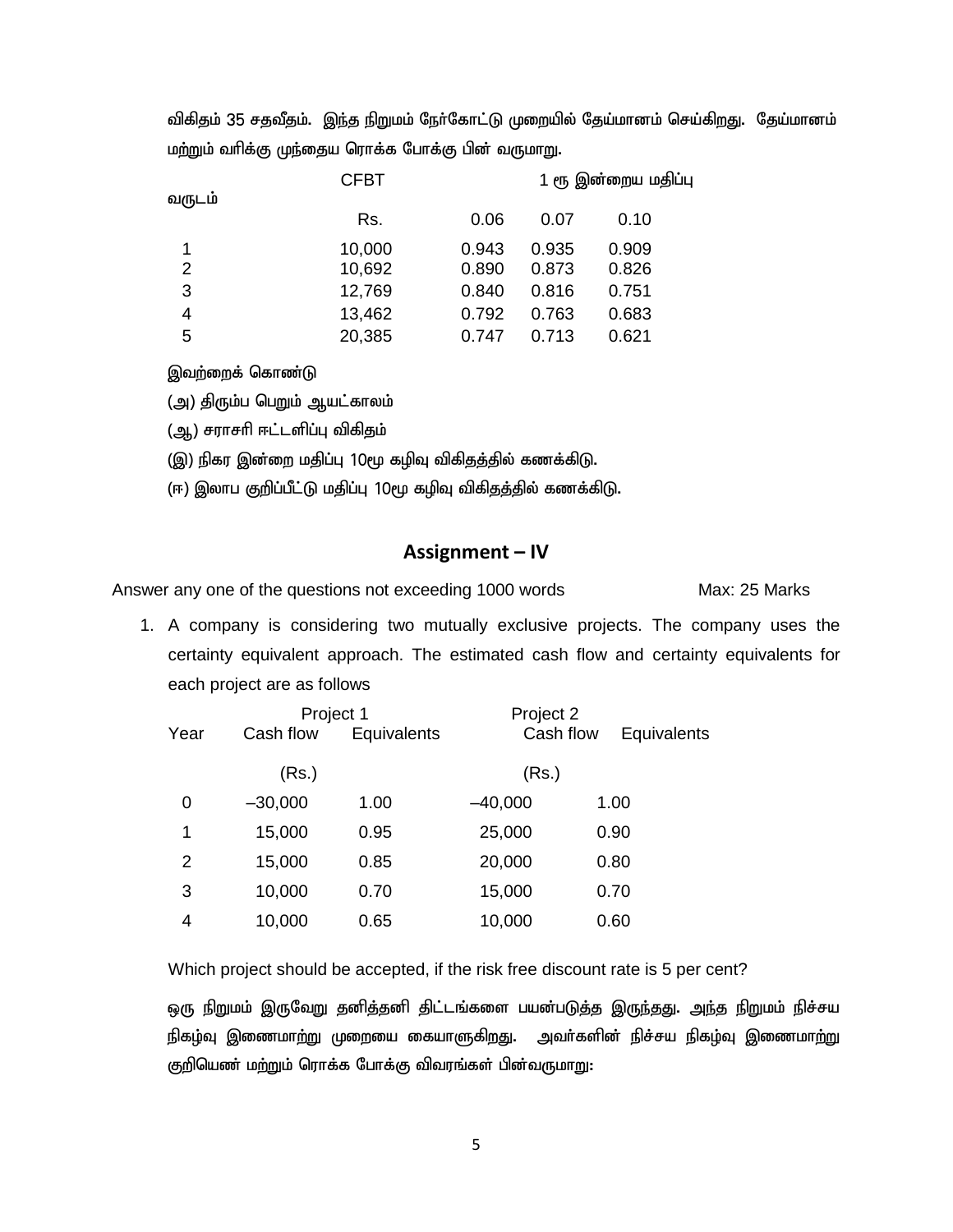விகிதம் 35 சதவீதம். இந்த நிறுமம் நேர்கோட்டு முறையில் தேய்மானம் செய்கிறது. தேய்மானம் மற்றும் வரிக்கு முந்தைய ரொக்க போக்கு பின் வருமாறு.

| வருடம் | CFBT | 1 ரூ இன்றைய மதிப்பு | | |
|---|---|---|---|---|
| | Rs. | 0.06 | 0.07 | 0.10 |
| 1 | 10,000 | 0.943 | 0.935 | 0.909 |
| 2 | 10,692 | 0.890 | 0.873 | 0.826 |
| 3 | 12,769 | 0.840 | 0.816 | 0.751 |
| 4 | 13,462 | 0.792 | 0.763 | 0.683 |
| 5 | 20,385 | 0.747 | 0.713 | 0.621 |

இவற்றைக் கொண்டு

(அ) திரும்ப பெறும் ஆயட்காலம்

(ஆ) சராசரி ஈட்டளிப்பு விகிதம்

(இ) நிகர இன்றை மதிப்பு 10% கழிவு விகிதத்தில் கணக்கிடு.

(ஈ) இலாப குறிப்பீட்டு மதிப்பு 10% கழிவு விகிதத்தில் கணக்கிடு.

## Assignment – IV

Answer any one of the questions not exceeding 1000 words Max: 25 Marks

1. A company is considering two mutually exclusive projects. The company uses the certainty equivalent approach. The estimated cash flow and certainty equivalents for each project are as follows

| Year | Project 1 Cash flow | Equivalents | Project 2 Cash flow | Equivalents |
|---|---|---|---|---|
| | (Rs.) | | (Rs.) | |
| 0 | –30,000 | 1.00 | –40,000 | 1.00 |
| 1 | 15,000 | 0.95 | 25,000 | 0.90 |
| 2 | 15,000 | 0.85 | 20,000 | 0.80 |
| 3 | 10,000 | 0.70 | 15,000 | 0.70 |
| 4 | 10,000 | 0.65 | 10,000 | 0.60 |

Which project should be accepted, if the risk free discount rate is 5 per cent?

ஒரு நிறுமம் இருவேறு தனித்தனி திட்டங்களை பயன்படுத்த இருந்தது. அந்த நிறுமம் நிச்சய நிகழ்வு இணைமாற்று முறையை கையாளுகிறது. அவர்களின் நிச்சய நிகழ்வு இணைமாற்று குறியெண் மற்றும் ரொக்க போக்கு விவரங்கள் பின்வருமாறு: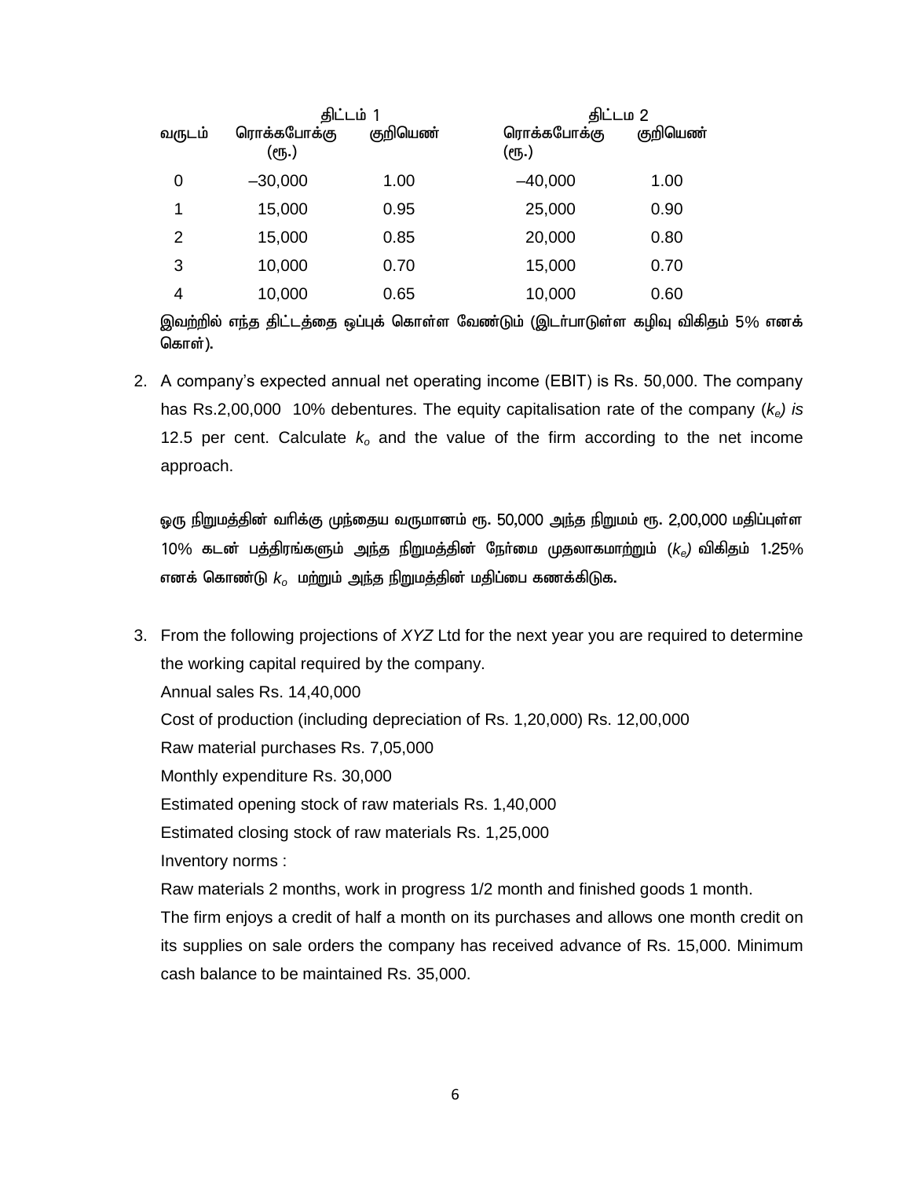| வருடம் | திட்டம் 1 | | திட்டம 2 | |
|---|---|---|---|---|
| | ரொக்கபோக்கு (ரூ.) | குறியெண் | ரொக்கபோக்கு (ரூ.) | குறியெண் |
| 0 | –30,000 | 1.00 | –40,000 | 1.00 |
| 1 | 15,000 | 0.95 | 25,000 | 0.90 |
| 2 | 15,000 | 0.85 | 20,000 | 0.80 |
| 3 | 10,000 | 0.70 | 15,000 | 0.70 |
| 4 | 10,000 | 0.65 | 10,000 | 0.60 |

இவற்றில் எந்த திட்டத்தை ஒப்புக் கொள்ள வேண்டும் (இடர்பாடுள்ள கழிவு விகிதம் 5% எனக் கொள்).

2. A company's expected annual net operating income (EBIT) is Rs. 50,000. The company has Rs.2,00,000 10% debentures. The equity capitalisation rate of the company ($k_e$) *is* 12.5 per cent. Calculate $k_o$ and the value of the firm according to the net income approach.

   ஒரு நிறுமத்தின் வரிக்கு முந்தைய வருமானம் ரூ. 50,000 அந்த நிறுமம் ரூ. 2,00,000 மதிப்புள்ள 10% கடன் பத்திரங்களும் அந்த நிறுமத்தின் நேர்மை முதலாகமாற்றும் ($k_e$) விகிதம் 1.25% எனக் கொண்டு $k_o$ மற்றும் அந்த நிறுமத்தின் மதிப்பை கணக்கிடுக.

3. From the following projections of *XYZ* Ltd for the next year you are required to determine the working capital required by the company.

   Annual sales Rs. 14,40,000

   Cost of production (including depreciation of Rs. 1,20,000) Rs. 12,00,000

   Raw material purchases Rs. 7,05,000

   Monthly expenditure Rs. 30,000

   Estimated opening stock of raw materials Rs. 1,40,000

   Estimated closing stock of raw materials Rs. 1,25,000

   Inventory norms :

   Raw materials 2 months, work in progress 1/2 month and finished goods 1 month.

   The firm enjoys a credit of half a month on its purchases and allows one month credit on its supplies on sale orders the company has received advance of Rs. 15,000. Minimum cash balance to be maintained Rs. 35,000.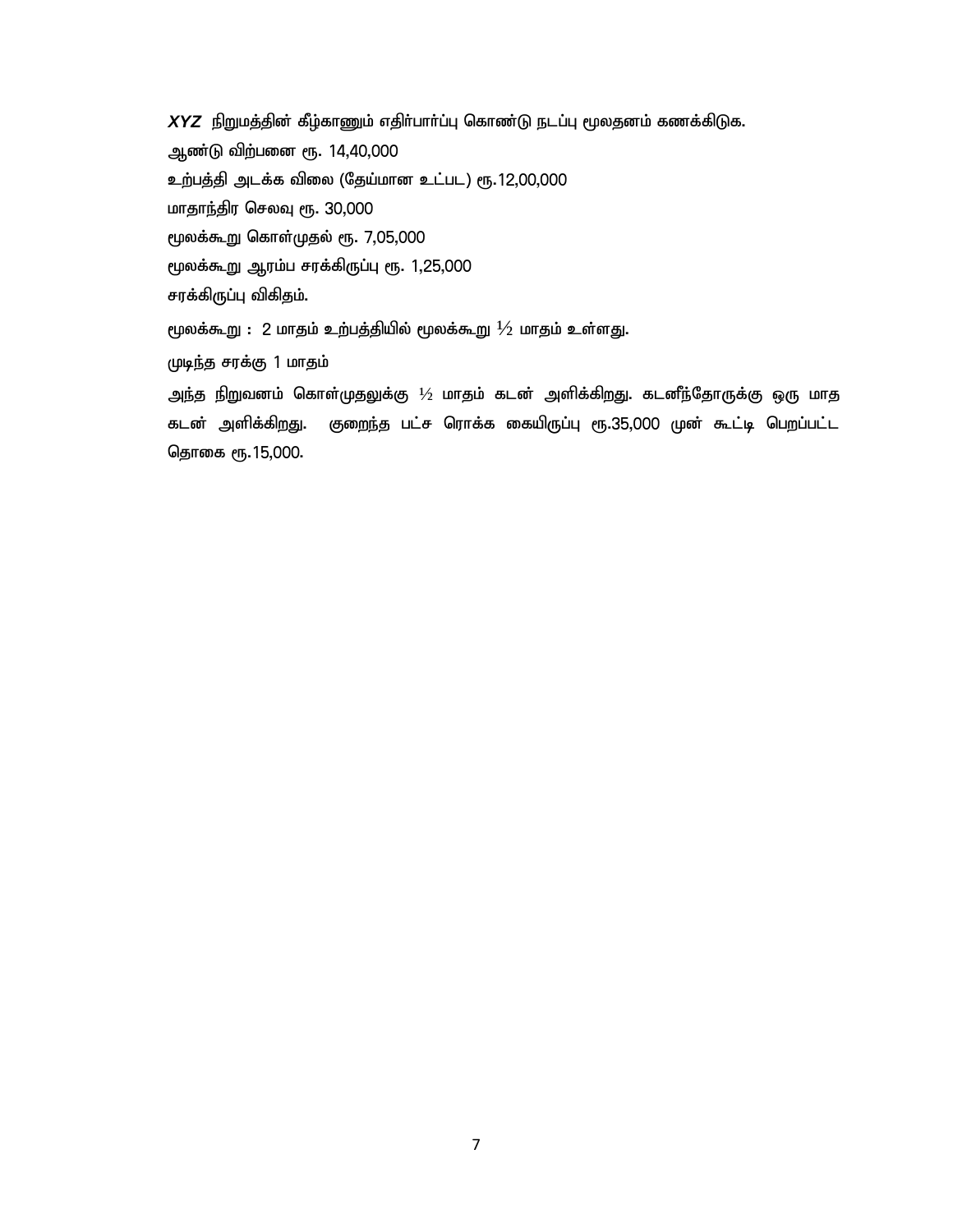***XYZ*** நிறுமத்தின் கீழ்காணும் எதிர்பார்ப்பு கொண்டு நடப்பு மூலதனம் கணக்கிடுக.

ஆண்டு விற்பனை ரூ. 14,40,000

உற்பத்தி அடக்க விலை (தேய்மான உட்பட) ரூ.12,00,000

மாதாந்திர செலவு ரூ. 30,000

மூலக்கூறு கொள்முதல் ரூ. 7,05,000

மூலக்கூறு ஆரம்ப சரக்கிருப்பு ரூ. 1,25,000

சரக்கிருப்பு விகிதம்.

மூலக்கூறு : 2 மாதம் உற்பத்தியில் மூலக்கூறு $\frac{1}{2}$ மாதம் உள்ளது.

முடிந்த சரக்கு 1 மாதம்

அந்த நிறுவனம் கொள்முதலுக்கு $\frac{1}{2}$ மாதம் கடன் அளிக்கிறது. கடனீந்தோருக்கு ஒரு மாத கடன் அளிக்கிறது. குறைந்த பட்ச ரொக்க கையிருப்பு ரூ.35,000 முன் கூட்டி பெறப்பட்ட தொகை ரூ.15,000.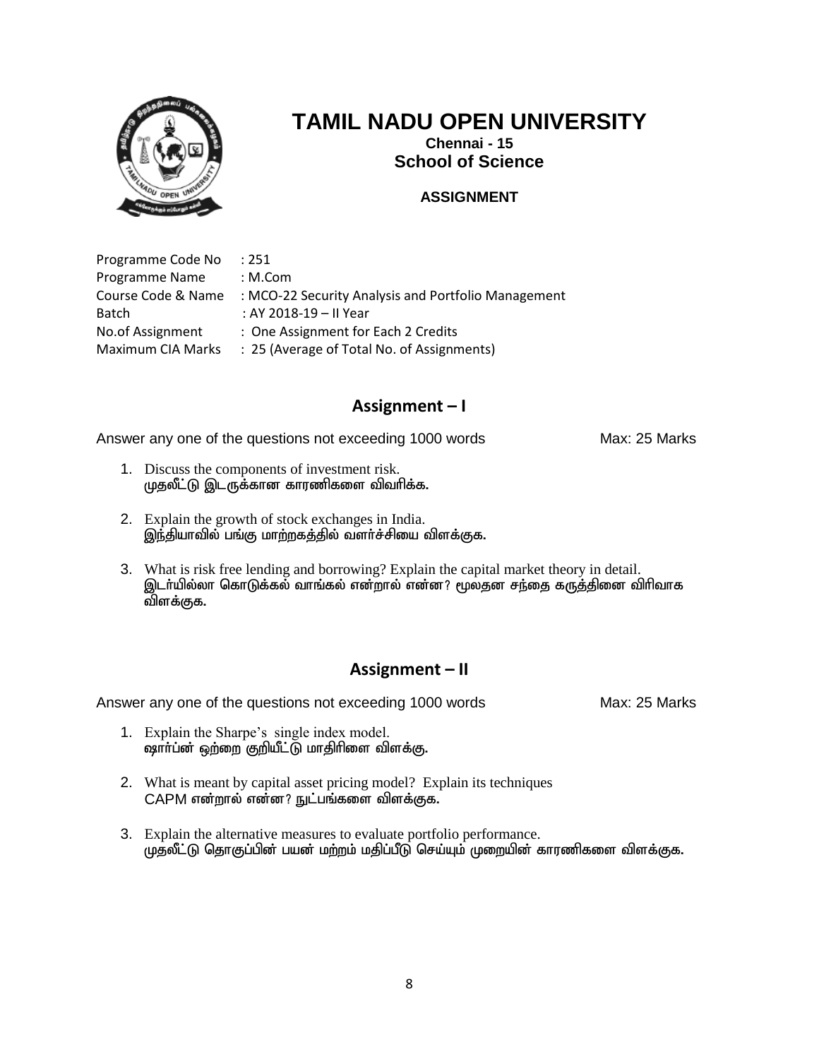# TAMIL NADU OPEN UNIVERSITY

**Chennai - 15**

**School of Science**

**ASSIGNMENT**

Programme Code No : 251
Programme Name : M.Com
Course Code & Name : MCO-22 Security Analysis and Portfolio Management
Batch : AY 2018-19 – II Year
No.of Assignment : One Assignment for Each 2 Credits
Maximum CIA Marks : 25 (Average of Total No. of Assignments)

## Assignment – I

Answer any one of the questions not exceeding 1000 words Max: 25 Marks

1. Discuss the components of investment risk.
   முதலீட்டு இடருக்கான காரணிகளை விவரிக்க.

2. Explain the growth of stock exchanges in India.
   இந்தியாவில் பங்கு மாற்றகத்தில் வளர்ச்சியை விளக்குக.

3. What is risk free lending and borrowing? Explain the capital market theory in detail.
   இடர்யில்லா கொடுக்கல் வாங்கல் என்றால் என்ன? மூலதன சந்தை கருத்தினை விரிவாக விளக்குக.

## Assignment – II

Answer any one of the questions not exceeding 1000 words Max: 25 Marks

1. Explain the Sharpe's single index model.
   ஷார்ப்ன் ஒற்றை குறியீட்டு மாதிரிளை விளக்கு.

2. What is meant by capital asset pricing model? Explain its techniques
   CAPM என்றால் என்ன? நுட்பங்களை விளக்குக.

3. Explain the alternative measures to evaluate portfolio performance.
   முதலீட்டு தொகுப்பின் பயன் மற்றும் மதிப்பீடு செய்யும் முறையின் காரணிகளை விளக்குக.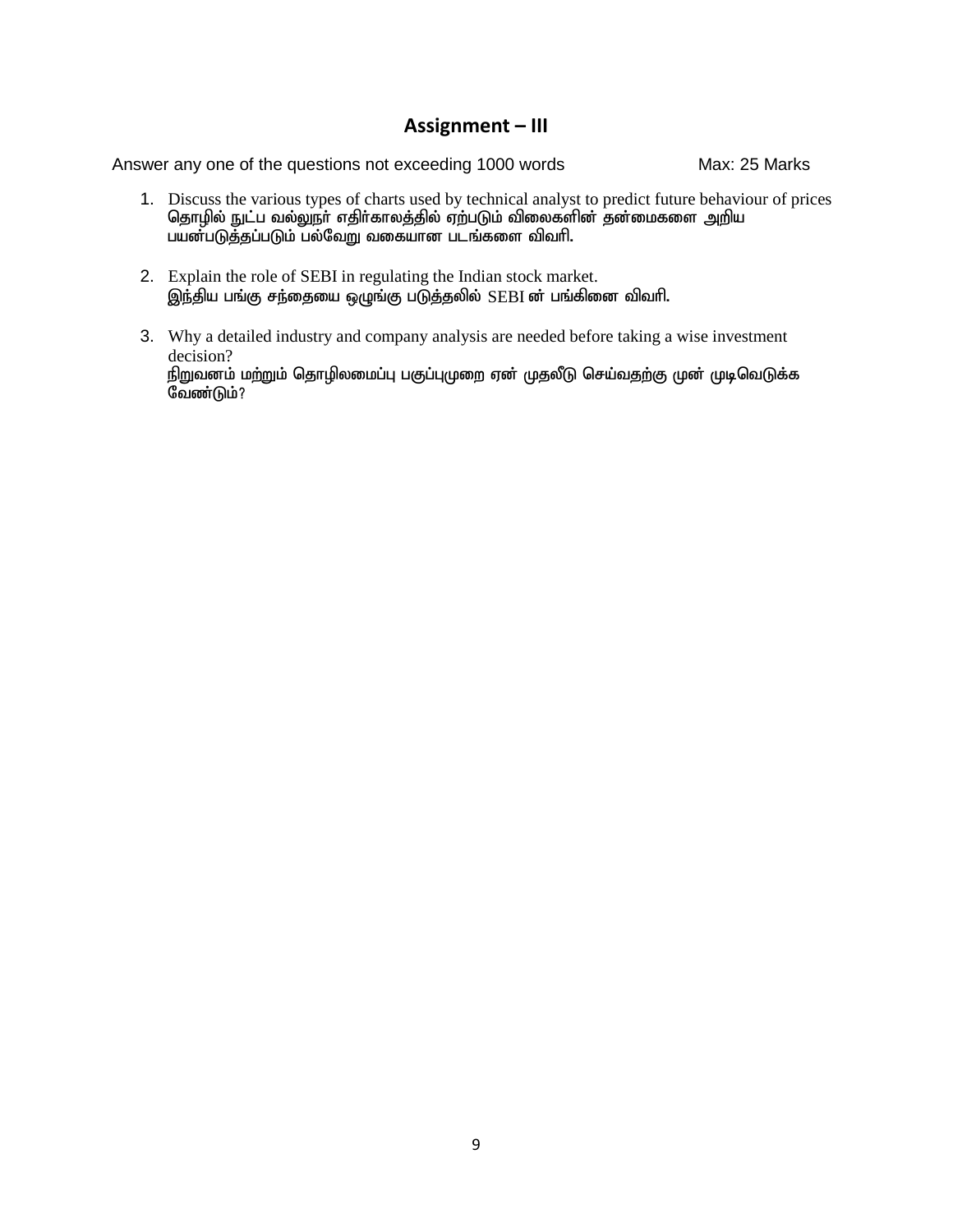## Assignment – III

Answer any one of the questions not exceeding 1000 words Max: 25 Marks

1. Discuss the various types of charts used by technical analyst to predict future behaviour of prices
   தொழில் நுட்ப வல்லுநர் எதிர்காலத்தில் ஏற்படும் விலைகளின் தன்மைகளை அறிய பயன்படுத்தப்படும் பல்வேறு வகையான படங்களை விவரி.

2. Explain the role of SEBI in regulating the Indian stock market.
   இந்திய பங்கு சந்தையை ஒழுங்கு படுத்தலில் SEBI ன் பங்கினை விவரி.

3. Why a detailed industry and company analysis are needed before taking a wise investment decision?
   நிறுவனம் மற்றும் தொழிலமைப்பு பகுப்புமுறை ஏன் முதலீடு செய்வதற்கு முன் முடிவெடுக்க வேண்டும்?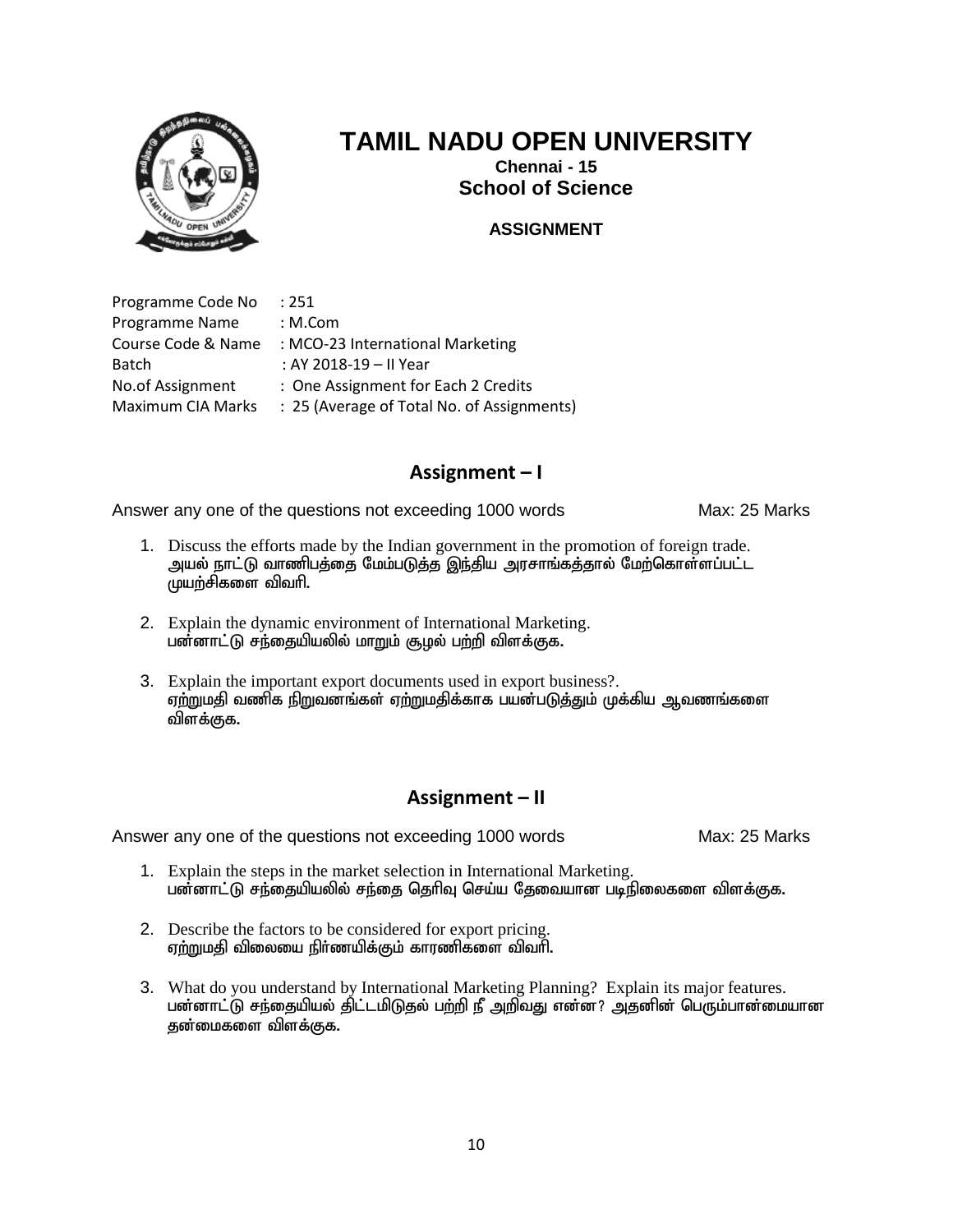# TAMIL NADU OPEN UNIVERSITY

**Chennai - 15**

**School of Science**

**ASSIGNMENT**

Programme Code No : 251
Programme Name : M.Com
Course Code & Name : MCO-23 International Marketing
Batch : AY 2018-19 – II Year
No.of Assignment : One Assignment for Each 2 Credits
Maximum CIA Marks : 25 (Average of Total No. of Assignments)

## Assignment – I

Answer any one of the questions not exceeding 1000 words Max: 25 Marks

1. Discuss the efforts made by the Indian government in the promotion of foreign trade.
   அயல் நாட்டு வாணிபத்தை மேம்படுத்த இந்திய அரசாங்கத்தால் மேற்கொள்ளப்பட்ட முயற்சிகளை விவரி.

2. Explain the dynamic environment of International Marketing.
   பன்னாட்டு சந்தையியலில் மாறும் சூழல் பற்றி விளக்குக.

3. Explain the important export documents used in export business?.
   ஏற்றுமதி வணிக நிறுவனங்கள் ஏற்றுமதிக்காக பயன்படுத்தும் முக்கிய ஆவணங்களை விளக்குக.

## Assignment – II

Answer any one of the questions not exceeding 1000 words Max: 25 Marks

1. Explain the steps in the market selection in International Marketing.
   பன்னாட்டு சந்தையியலில் சந்தை தெரிவு செய்ய தேவையான படிநிலைகளை விளக்குக.

2. Describe the factors to be considered for export pricing.
   ஏற்றுமதி விலையை நிர்ணயிக்கும் காரணிகளை விவரி.

3. What do you understand by International Marketing Planning? Explain its major features.
   பன்னாட்டு சந்தையியல் திட்டமிடுதல் பற்றி நீ அறிவது என்ன? அதனின் பெரும்பான்மையான தன்மைகளை விளக்குக.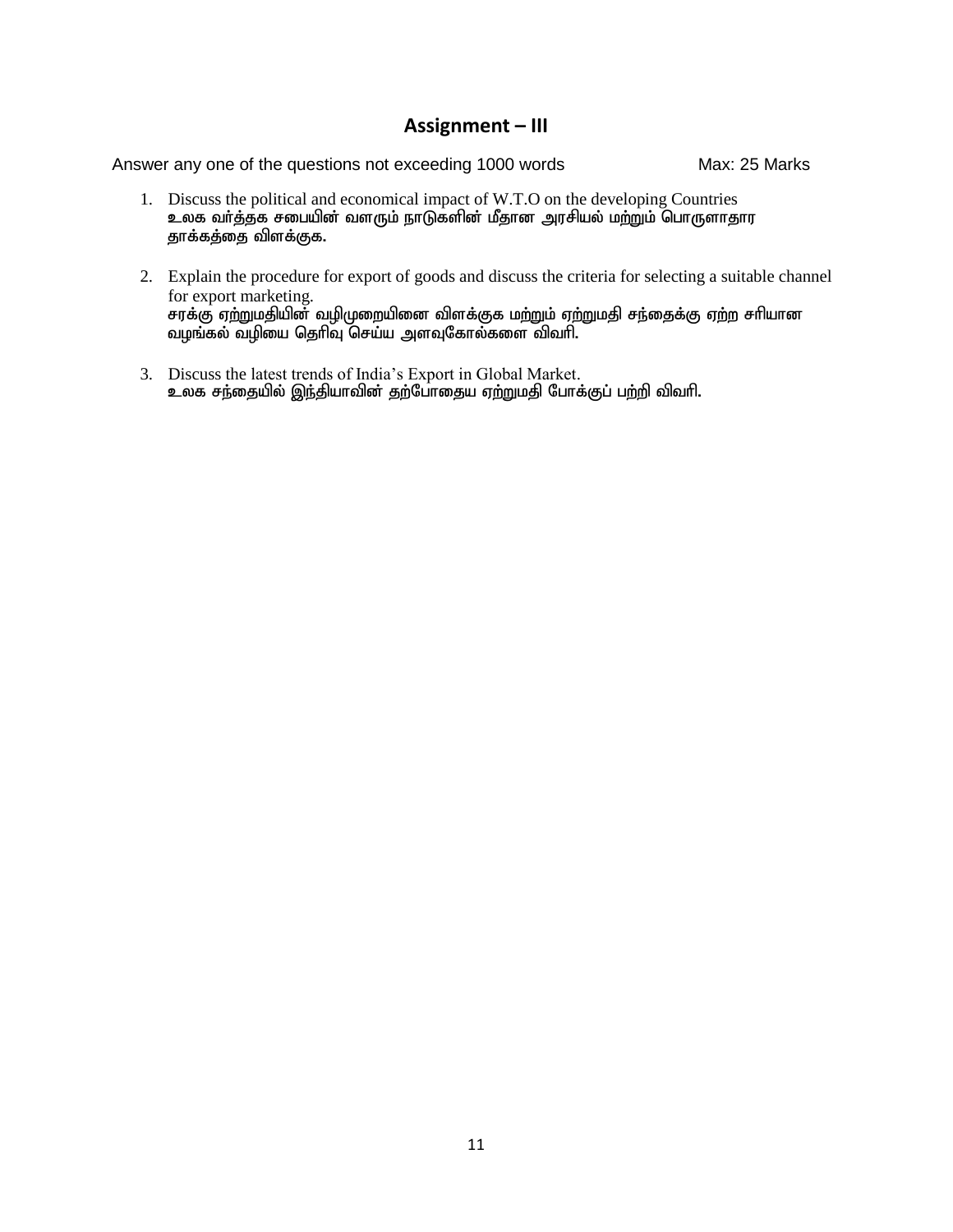## Assignment – III

Answer any one of the questions not exceeding 1000 words Max: 25 Marks

1. Discuss the political and economical impact of W.T.O on the developing Countries
   உலக வர்த்தக சபையின் வளரும் நாடுகளின் மீதான அரசியல் மற்றும் பொருளாதார தாக்கத்தை விளக்குக.

2. Explain the procedure for export of goods and discuss the criteria for selecting a suitable channel for export marketing.
   சரக்கு ஏற்றுமதியின் வழிமுறையினை விளக்குக மற்றும் ஏற்றுமதி சந்தைக்கு ஏற்ற சரியான வழங்கல் வழியை தெரிவு செய்ய அளவுகோல்களை விவரி.

3. Discuss the latest trends of India's Export in Global Market.
   உலக சந்தையில் இந்தியாவின் தற்போதைய ஏற்றுமதி போக்குப் பற்றி விவரி.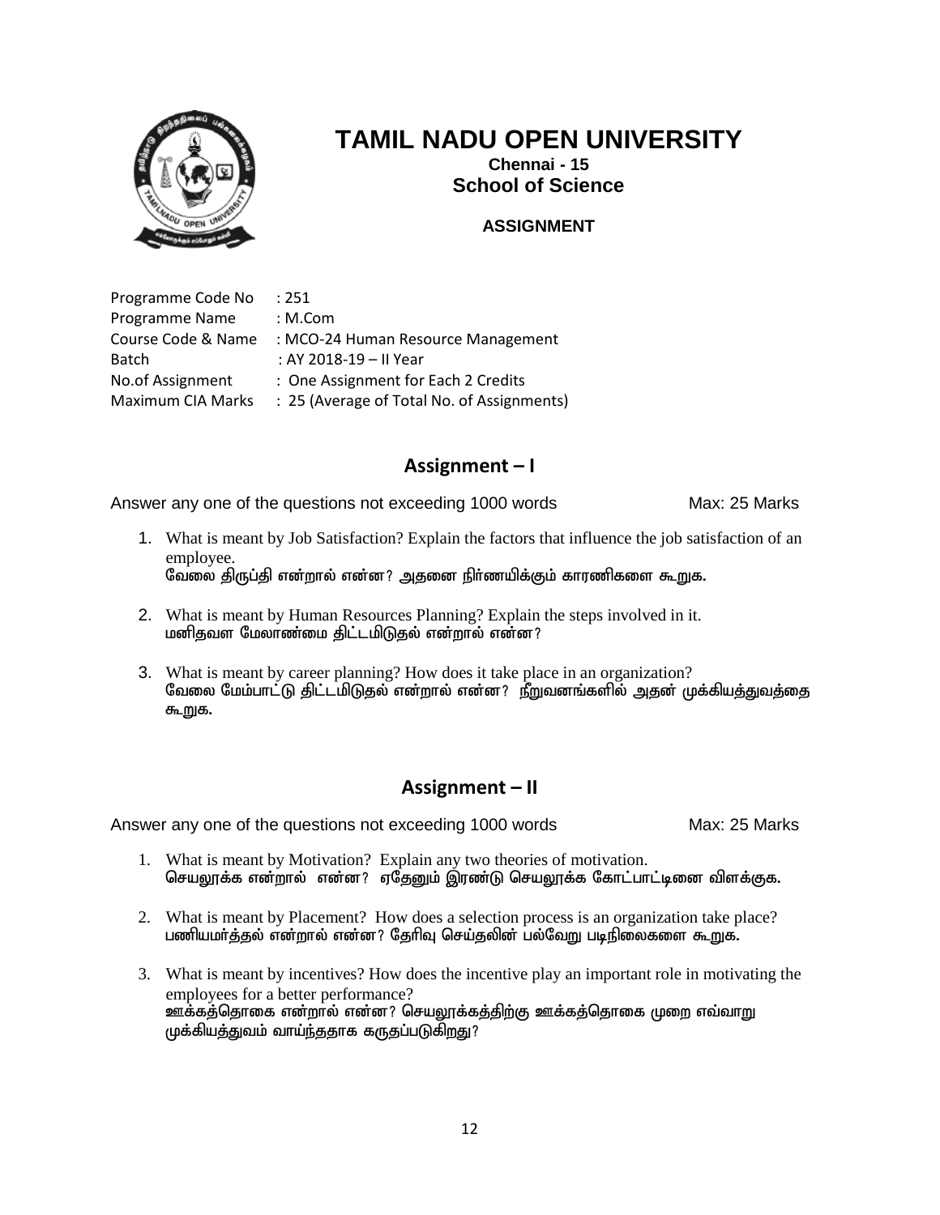# TAMIL NADU OPEN UNIVERSITY

**Chennai - 15**

**School of Science**

**ASSIGNMENT**

Programme Code No : 251
Programme Name : M.Com
Course Code & Name : MCO-24 Human Resource Management
Batch : AY 2018-19 – II Year
No.of Assignment : One Assignment for Each 2 Credits
Maximum CIA Marks : 25 (Average of Total No. of Assignments)

## Assignment – I

Answer any one of the questions not exceeding 1000 words Max: 25 Marks

1. What is meant by Job Satisfaction? Explain the factors that influence the job satisfaction of an employee.
   வேலை திருப்தி என்றால் என்ன? அதனை நிர்ணயிக்கும் காரணிகளை கூறுக.

2. What is meant by Human Resources Planning? Explain the steps involved in it.
   மனிதவள மேலாண்மை திட்டமிடுதல் என்றால் என்ன?

3. What is meant by career planning? How does it take place in an organization?
   வேலை மேம்பாட்டு திட்டமிடுதல் என்றால் என்ன? நிறுவனங்களில் அதன் முக்கியத்துவத்தை கூறுக.

## Assignment – II

Answer any one of the questions not exceeding 1000 words Max: 25 Marks

1. What is meant by Motivation? Explain any two theories of motivation.
   செயலூக்க என்றால் என்ன? ஏதேனும் இரண்டு செயலூக்க கோட்பாட்டினை விளக்குக.

2. What is meant by Placement? How does a selection process is an organization take place?
   பணியமர்த்தல் என்றால் என்ன? தேரிவு செய்தலின் பல்வேறு படிநிலைகளை கூறுக.

3. What is meant by incentives? How does the incentive play an important role in motivating the employees for a better performance?
   ஊக்கத்தொகை என்றால் என்ன? செயலூக்கத்திற்கு ஊக்கத்தொகை முறை எவ்வாறு முக்கியத்துவம் வாய்ந்ததாக கருதப்படுகிறது?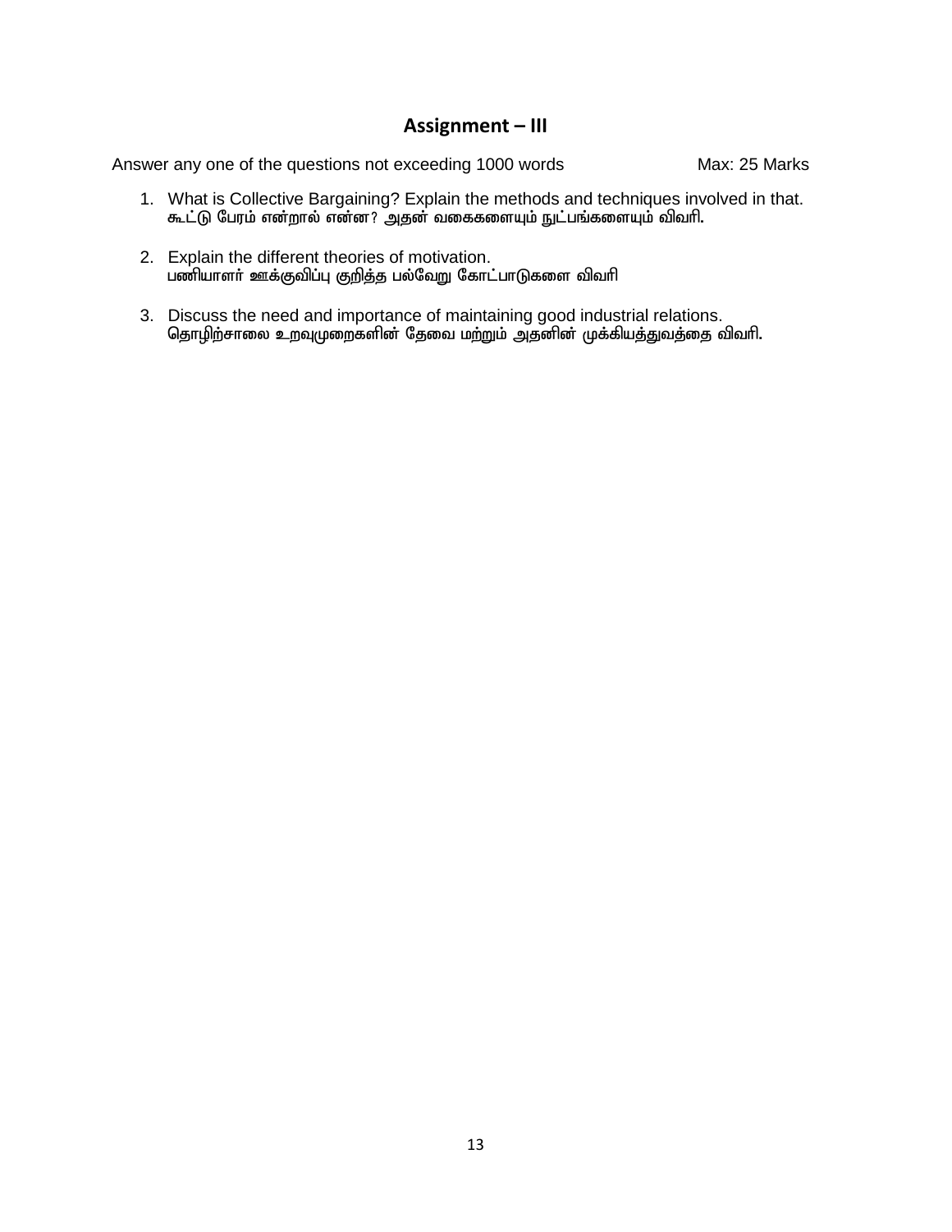## Assignment – III

Answer any one of the questions not exceeding 1000 words Max: 25 Marks

1. What is Collective Bargaining? Explain the methods and techniques involved in that.
   கூட்டு பேரம் என்றால் என்ன? அதன் வகைகளையும் நுட்பங்களையும் விவரி.

2. Explain the different theories of motivation.
   பணியாளர் ஊக்குவிப்பு குறித்த பல்வேறு கோட்பாடுகளை விவரி

3. Discuss the need and importance of maintaining good industrial relations.
   தொழிற்சாலை உறவுமுறைகளின் தேவை மற்றும் அதனின் முக்கியத்துவத்தை விவரி.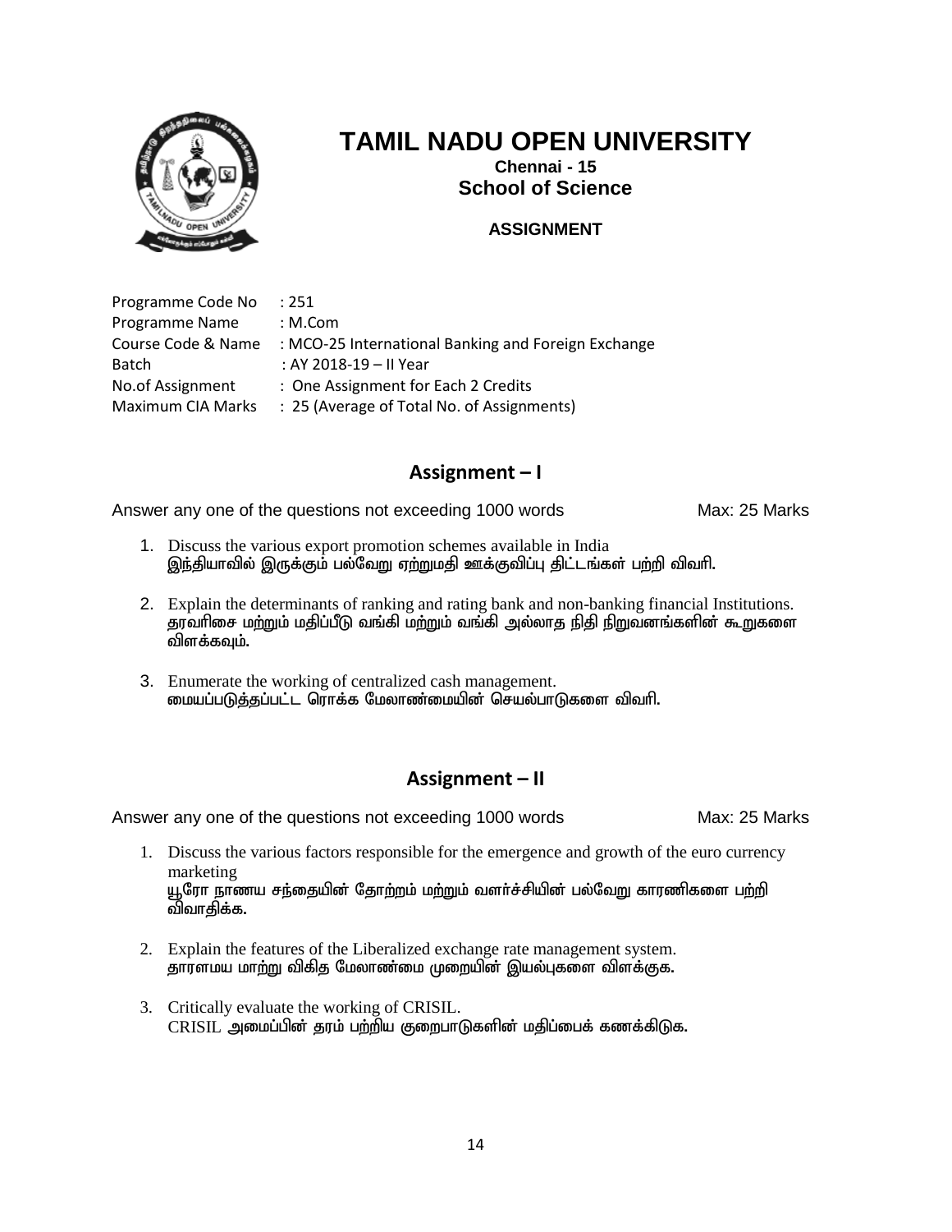# TAMIL NADU OPEN UNIVERSITY

**Chennai - 15**

**School of Science**

**ASSIGNMENT**

Programme Code No : 251
Programme Name : M.Com
Course Code & Name : MCO-25 International Banking and Foreign Exchange
Batch : AY 2018-19 – II Year
No.of Assignment : One Assignment for Each 2 Credits
Maximum CIA Marks : 25 (Average of Total No. of Assignments)

## Assignment – I

Answer any one of the questions not exceeding 1000 words Max: 25 Marks

1. Discuss the various export promotion schemes available in India
   இந்தியாவில் இருக்கும் பல்வேறு ஏற்றுமதி ஊக்குவிப்பு திட்டங்கள் பற்றி விவரி.

2. Explain the determinants of ranking and rating bank and non-banking financial Institutions.
   தரவரிசை மற்றும் மதிப்பீடு வங்கி மற்றும் வங்கி அல்லாத நிதி நிறுவனங்களின் கூறுகளை விளக்கவும்.

3. Enumerate the working of centralized cash management.
   மையப்படுத்தப்பட்ட ரொக்க மேலாண்மையின் செயல்பாடுகளை விவரி.

## Assignment – II

Answer any one of the questions not exceeding 1000 words Max: 25 Marks

1. Discuss the various factors responsible for the emergence and growth of the euro currency marketing
   யூரோ நாணய சந்தையின் தோற்றம் மற்றும் வளர்ச்சியின் பல்வேறு காரணிகளை பற்றி விவாதிக்க.

2. Explain the features of the Liberalized exchange rate management system.
   தாராளமய மாற்று விகித மேலாண்மை முறையின் இயல்புகளை விளக்குக.

3. Critically evaluate the working of CRISIL.
   CRISIL அமைப்பின் தரம் பற்றிய குறைபாடுகளின் மதிப்பைக் கணக்கிடுக.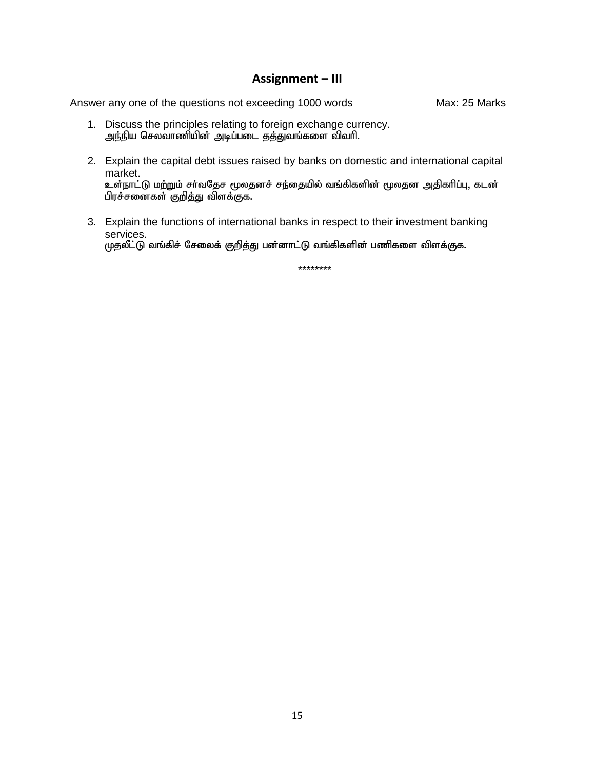## Assignment – III

Answer any one of the questions not exceeding 1000 words Max: 25 Marks

1. Discuss the principles relating to foreign exchange currency.
   அந்நிய செலவாணியின் அடிப்படை தத்துவங்களை விவரி.

2. Explain the capital debt issues raised by banks on domestic and international capital market.
   உள்நாட்டு மற்றும் சர்வதேச மூலதனச் சந்தையில் வங்கிகளின் மூலதன அதிகரிப்பு, கடன் பிரச்சனைகள் குறித்து விளக்குக.

3. Explain the functions of international banks in respect to their investment banking services.
   முதலீட்டு வங்கிச் சேலைக் குறித்து பன்னாட்டு வங்கிகளின் பணிகளை விளக்குக.

********